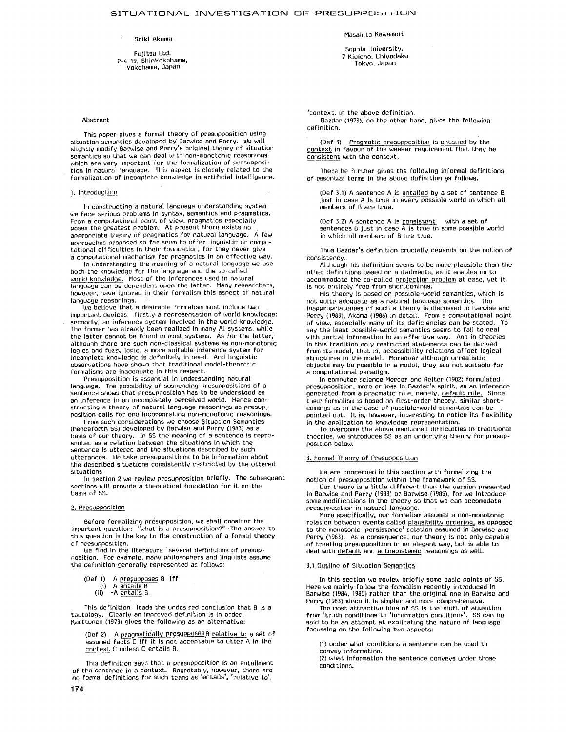# SITUATIONAL INVESTIGATION OF PRESUPPOSITION

Seiki Akama

Fujitsu Ltd.
2-4-19, ShinYokohama,
Yokohama, Japan

Masahito Kawamori

Sophia University,
7 Kioicho, Chiyodaku
Tokyo, Japan

## Abstract

This paper gives a formal theory of presupposition using situation semantics developed by Barwise and Perry. We will slightly modify Barwise and Perry's original theory of situation semantics so that we can deal with non-monotonic reasonings which are very important for the formalization of presupposition in natural language. This aspect is closely related to the formalization of incomplete knowledge in artificial intelligence.

## 1. Introduction

In constructing a natural language understanding system we face serious problems in syntax, semantics and pragmatics. From a computational point of view, pragmatics especially poses the greatest problem. At present there exists no appropriate theory of pragmatics for natural language. A few approaches proposed so far seem to offer linguistic or computational difficulties in their foundation, for they never give a computational mechanism for pragmatics in an effective way.

In understanding the meaning of a natural language we use both the knowledge for the language and the so-called world knowledge. Most of the inferences used in natural language can be dependent upon the latter. Many researchers, however, have ignored in their formalism this aspect of natural language reasonings.

We believe that a desirable formalism must include two important devices: firstly a representation of world knowledge; secondly, an inference system involved in the world knowledge. The former has already been realized in many AI systems, while the latter cannot be found in most systems. As for the latter, although there are such non-classical systems as non-monotonic logics and fuzzy logic, a more suitable inference system for incomplete knowledge is definitely in need. And linguistic observations have shown that traditional model-theoretic formalisms are inadequate in this respect.

Presupposition is essential in understanding natural language. The possibility of suspending presuppositions of a sentence shows that presupposition has to be understood as an inference in an incompletely perceived world. Hence constructing a theory of natural language reasonings as presupposition calls for one incorporating non-monotonic reasonings.

From such considerations we choose Situation Semantics (henceforth SS) developed by Barwise and Perry (1983) as a basis of our theory. In SS the meaning of a sentence is represented as a relation between the situations in which the sentence is uttered and the situations described by such utterances. We take presuppositions to be information about the described situations consistently restricted by the uttered situations.

In section 2 we review presupposition briefly. The subsequent sections will provide a theoretical foundation for it on the basis of SS.

## 2. Presupposition

Before formalizing presupposition, we shall consider the important question: "what is a presupposition?" The answer to this question is the key to the construction of a formal theory of presupposition.

We find in the literature several definitions of presupposition. For example, many philosophers and linguists assume the definition generally represented as follows:

(Def 1) A presupposes B iff
(i) A entails B
(ii) -A entails B

This definition leads the undesired conclusion that B is a tautology. Clearly an improved definition is in order. Karttunen (1973) gives the following as an alternative:

(Def 2) A pragmatically presupposes B relative to a set of assumed facts C iff it is not acceptable to utter A in the context C unless C entails B.

This definition says that a presupposition is an entailment of the sentence in a context. Regretably, however, there are no formal definitions for such terms as 'entails', 'relative to', 'context, in the above definition.

Gazdar (1979), on the other hand, gives the following definition.

(Def 3) Pragmatic presupposition is entailed by the context in favour of the weaker requirement that they be consistent with the context.

There he further gives the following informal definitions of essential terms in the above definition as follows.

(Def 3.1) A sentence A is entailed by a set of sentence B just in case A is true in every possible world in which all members of B are true.

(Def 3.2) A sentence A is consistent with a set of sentences B just in case A is true in some possible world in which all members of B are true.

Thus Gazdar's definition crucially depends on the notion of consistency.

Although his definition seems to be more plausible than the other definitions based on entailments, as it enables us to accommodate the so-called projection problem at ease, yet it is not entirely free from shortcomings.

His theory is based on possible-world semantics, which is not quite adequate as a natural language semantics. The inappropriateness of such a theory is discussed in Barwise and Perry (1983), Akama (1986) in detail. From a computational point of view, especially many of its deficiencies can be stated. To say the least possible-world semantics seems to fail to deal with partial information in an effective way. And in theories in this tradition only restricted statements can be derived from its model, that is, accessibility relations affect logical structures in the model. Moreover although unrealistic objects may be possible in a model, they are not suitable for a computational paradigm.

In computer science Mercer and Reiter (1982) formulated presupposition, more or less in Gazdar's spirit, as an inference generated from a pragmatic rule, namely, default rule. Since their formalism is based on first-order theory, similar shortcomings as in the case of possible-world semantics can be pointed out. It is, however, interesting to notice its flexibility in the application to knowledge representation.

To overcome the above mentioned difficulties in traditional theories, we introduces SS as an underlying theory for presupposition below.

## 3. Formal Theory of Presupposition

We are concerned in this section with formalizing the notion of presupposition within the framework of SS.

Our theory is a little different than the version presented in Barwise and Perry (1983) or Barwise (1985), for we introduce some modifications in the theory so that we can accomodate presupposition in natural language.

More specifically, our formalism assumes a non-monotonic relation between events called plausibility ordering, as opposed to the monotonic 'persistence' relation assumed in Barwise and Perry (1983). As a consequence, our theory is not only capable of treating presupposition in an elegant way, but is able to deal with default and autoepistemic reasonings as well.

### 3.1 Outline of Situation Semantics

In this section we review briefly some basic points of SS. Here we mainly follow the formalism recently introduced in Barwise (1984, 1985) rather than the original one in Barwise and Perry (1983) since it is simpler and more comprehensive.

The most attractive idea of SS is the shift of attention from 'truth conditions to 'information conditions'. SS can be said to be an attempt at explicating the nature of language focussing on the following two aspects:

(1) under what conditions a sentence can be used to convey information.
(2) what information the sentence conveys under those conditions.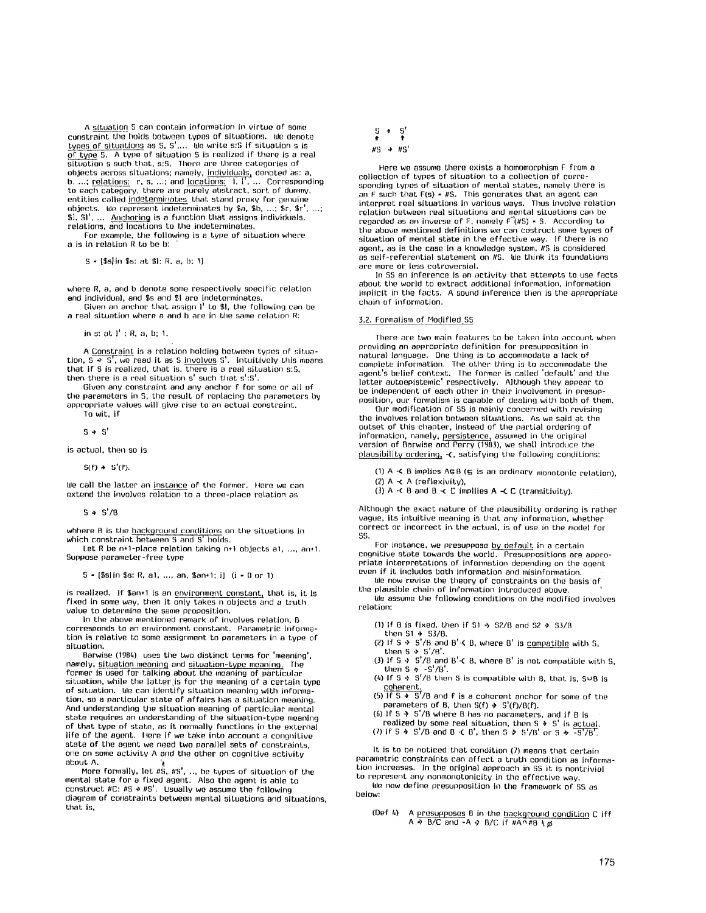A situation S can contain information in virtue of some constraint the holds between types of situations. We denote types of situations as S, S',... We write s:S if situation s is of type S. A type of situation S is realized if there is a real situation s such that, s:S. There are three categories of objects across situations; namely, individuals, denoted as: a, b, ...; relations: r, s, ...; and locations: l, l', ... Corresponding to each category, there are purely abstract, sort of dummy, entities called indeterminates that stand proxy for genuine objects. We represent indeterminates by \$a, \$b, ...; \$r, \$r', ...; \$l, \$l', ... Anchoring is a function that assigns individuals, relations, and locations to the indeterminates.

For example, the following is a type of situation where a is in relation R to be b:

$$S = [\$s | \text{in } \$s\text{: at } \$l\text{: } R, a, b; 1]$$

where R, a, and b denote some respectively specific relation and individual, and \$s and \$l are indeterminates.

Given an anchor that assign l' to \$l, the following can be a real situation where a and b are in the same relation R:

$$\text{in s: at } l' \text{ : } R, a, b; 1.$$

A Constraint is a relation holding between types of situation, $S \Rightarrow S'$, we read it as S involves S'. Intuitively this means that if S is realized, that is, there is a real situation s:S, then there is a real situation s' such that s':S'.

Given any constraint and any anchor f for some or all of the parameters in S, the result of replacing the parameters by appropriate values will give rise to an actual constraint.

To wit, if

$$S \Rightarrow S'$$

is actual, then so is

$$S(f) \Rightarrow S'(f).$$

We call the latter an instance of the former. Here we can extend the involves relation to a three-place relation as

$$S \Rightarrow S'/B$$

whhere B is the background conditions on the situations in which constraint between S and S' holds.

Let R be n+1-place relation taking n+1 objects a1, ..., an+1. Suppose parameter-free type

$$S = [\$s | \text{in } \$s\text{: } R, a1, ..., an, \$an+1; i] \quad (i = 0 \text{ or } 1)$$

is realized. If \$an+1 is an environment constant, that is, it is fixed in some way, then it only takes n objects and a truth value to determine the same proposition.

In the above mentioned remark of involves relation, B corresponds to an environment constant. Parametric information is relative to some assignment to parameters in a type of situation.

Barwise (1984) uses the two distinct terms for 'meaning', namely, situation meaning and situation-type meaning. The former is used for talking about the meaning of particular situation, while the latter is for the meaning of a certain type of situation. We can identify situation meaning with information, so a particular state of affairs has a situation meaning. And understanding the situation meaning of particular mental state requires an understanding of the situation-type meaning of that type of state, as it normally functions in the external life of the agent. Here if we take into account a congnitive state of the agent we need two parallel sets of constraints, one on some activity A and the other on cognitive activity about A.

More formally, let #S, #S', ... be types of situation of the mental state for a fixed agent. Also the agent is able to construct #C: #S $\Rightarrow$ #S'. Usually we assume the following diagram of constraints between mental situations and situations, that is,

$$\begin{array}{ccc} S & \Rightarrow & S' \\ \uparrow & & \uparrow \\ \#S & \Rightarrow & \#S' \end{array}$$

Here we assume there exists a homomorphism F from a collection of types of situation to a collection of corresponding types of situation of mental states, namely there is an F such that F(S) = #S. This generates that an agent can interpret real situations in various ways. Thus involve relation relation between real situations and mental situations can be regarded as an inverse of F, namely $F^{-1}(\#S) = S$. According to the above mentioned definitions we can costruct some types of situation of mental state in the effective way. If there is no agent, as is the case in a knowledge system, #S is considered as self-referential statement on #S. We think its foundations are more or less cotroversial.

In SS an inference is an activity that attempts to use facts about the world to extract additional information, information implicit in the facts. A sound inference then is the appropriate chain of information.

## 3.2. Formalism of Modified SS

There are two main features to be taken into account when providing an appropriate definition for presupposition in natural language. One thing is to accommodate a lack of complete information. The other thing is to accommodate the agent's belief context. The former is called 'default' and the latter autoepistemic' respectively. Although they appear to be independent of each other in their involvement in presupposition, our formalism is capable of dealing with both of them.

Our modification of SS is mainly concerned with revising the involves relation between situations. As we said at the outset of this chapter, instead of the partial ordering of information, namely, persistence, assumed in the original version of Barwise and Perry (1983), we shall introduce the plausibility ordering, $\prec$, satisfying the following conditions:

(1) $A \prec B$ implies $A \subseteq B$ ($\subseteq$ is an ordinary monotonic relation),
(2) $A \prec A$ (reflexivity),
(3) $A \prec B$ and $B \prec C$ implies $A \prec C$ (transitivity).

Although the exact nature of the plausibility ordering is rather vague, its intuitive meaning is that any information, whether correct or incorrect in the actual, is of use in the model for SS.

For instance, we presuppose by default in a certain cognitive state towards the world. Presuppositions are appropriate interpretations of information depending on the agent even if it includes both information and misinformation.

We now revise the theory of constraints on the basis of the plausible chain of information introduced above.

We assume the following conditions on the modified involves relation:

(1) If B is fixed, then if $S1 \Rightarrow S2/B$ and $S2 \Rightarrow S3/B$ then $S1 \Rightarrow S3/B$.
(2) If $S \Rightarrow S'/B$ and $B' \prec B$, where B' is compatible with S, then $S \Rightarrow S'/B'$.
(3) If $S \Rightarrow S'/B$ and $B' \prec B$, where B' is not compatible with S, then $S \Rightarrow \neg S'/B'$.
(4) If $S \Rightarrow S'/B$ then S is compatible with B, that is, $S \cup B$ is coherent.
(5) If $S \Rightarrow S'/B$ and f is a coherent anchor for some of the parameters of B, then $S(f) \Rightarrow S'(f)/B(f)$.
(6) If $S \Rightarrow S'/B$ where B has no parameters, and if B is realized by some real situation, then $S \Rightarrow S'$ is actual.
(7) If $S \Rightarrow S'/B$ and $B \prec B'$, then $S \Rightarrow S'/B'$ or $S \Rightarrow \neg S'/B'$.

It is to be noticed that condition (7) means that certain parametric constraints can affect a truth condition as information increases. In the original approach in SS it is nontrivial to represent any nonmonotonicity in the effective way.

We now define presupposition in the framework of SS as below:

(Def 4) A presupposes B in the background condition C iff $A \Rightarrow B/C$ and $\neg A \Rightarrow B/C$ if $\#A \cap \#B \neq \emptyset$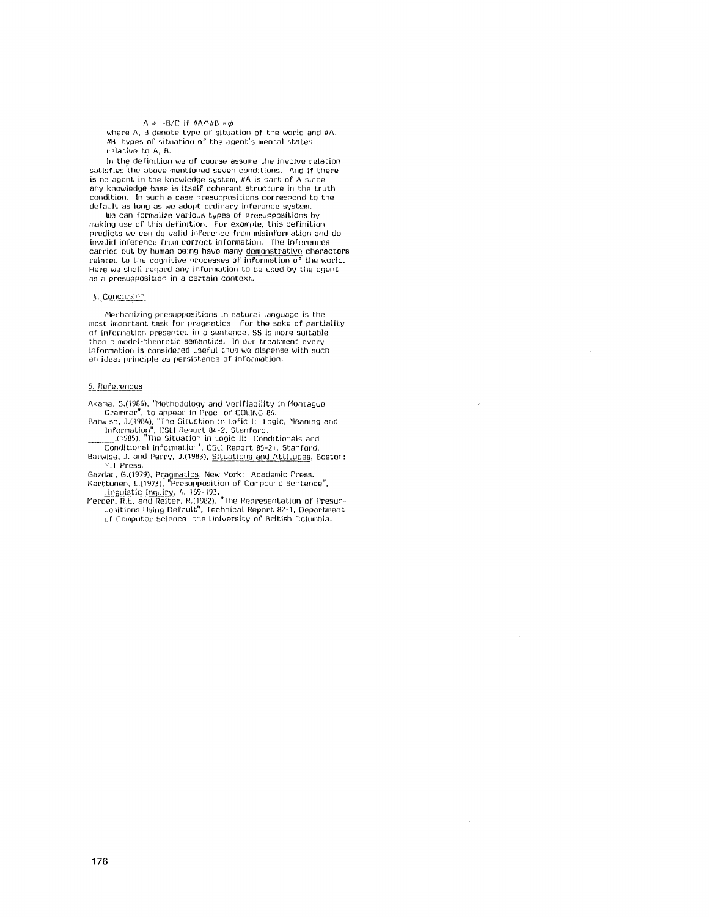$$A \Rightarrow \neg B/C \text{ if } \#A \cap \#B = \phi$$

where A, B denote type of situation of the world and #A, #B, types of situation of the agent's mental states relative to A, B.

In the definition we of course assume the involve relation satisfies the above mentioned seven conditions. And if there is no agent in the knowledge system, #A is part of A since any knowledge base is itself coherent structure in the truth condition. In such a case presuppositions correspond to the default as long as we adopt ordinary inference system.

We can formalize various types of presuppositions by making use of this definition. For example, this definition predicts we can do valid inference from misinformation and do invalid inference from correct information. The inferences carried out by human being have many demonstrative characters related to the cognitive processes of information of the world. Here we shall regard any information to be used by the agent as a presupposition in a certain context.

## 4. Conclusion

Mechanizing presuppositions in natural language is the most important task for pragmatics. For the sake of partiality of information presented in a sentence, SS is more suitable than a model-theoretic semantics. In our treatment every information is considered useful thus we dispense with such an ideal principle as persistence of information.

## 5. References

Akama, S.(1986), "Methodology and Verifiability in Montague Grammar", to appear in Proc. of COLING 86.

Barwise, J.(1984), "The Situation in Lofic I: Logic, Meaning and Information", CSLI Report 84-2, Stanford.

\_\_\_\_\_.(1985), "The Situation in Logic II: Conditionals and Conditional Information', CSLI Report 85-21, Stanford.

Barwise, J. and Perry, J.(1983), Situations and Attitudes, Boston: MIT Press.

Gazdar, G.(1979), Pragmatics, New York: Academic Press.

Karttunen, L.(1973), "Presupposition of Compound Sentence", Linguistic Inquiry, 4, 169-193.

Mercer, R.E. and Reiter, R.(1982), "The Representation of Presuppositions Using Default", Technical Report 82-1, Department of Computer Science, the University of British Columbia.